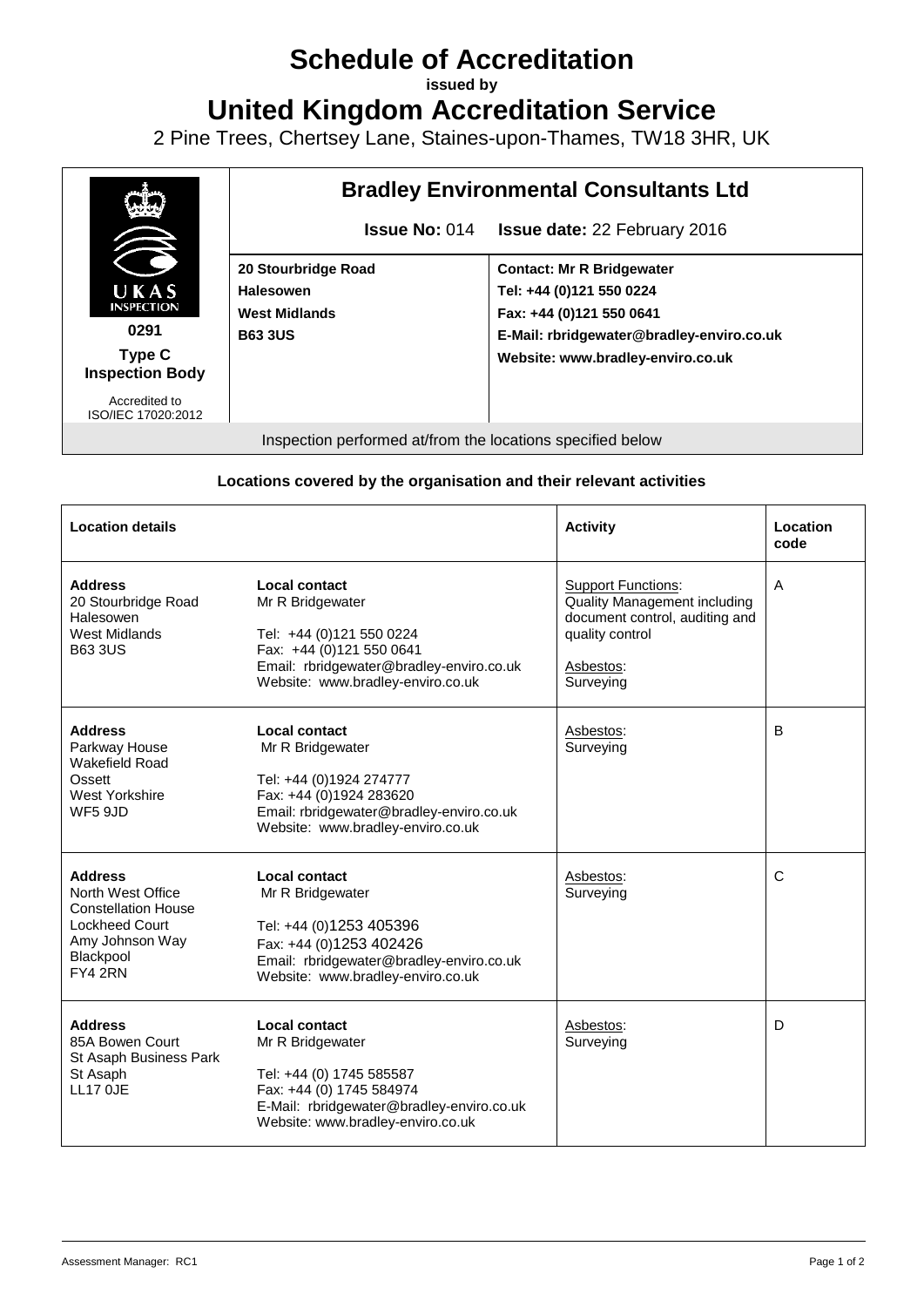# Schedule of Accreditation

**issued by**

# United Kingdom Accreditation Service

2 Pine Trees, Chertsey Lane, Staines-upon-Thames, TW18 3HR, UK

| UKAS INSPECTION | **Bradley Environmental Consultants Ltd** | |
|---|---|---|
| | **Issue No:** 014 | **Issue date:** 22 February 2016 |
| **0291** **Type C Inspection Body** Accredited to ISO/IEC 17020:2012 | **20 Stourbridge Road** **Halesowen** **West Midlands** **B63 3US** | **Contact: Mr R Bridgewater** **Tel: +44 (0)121 550 0224** **Fax: +44 (0)121 550 0641** **E-Mail: rbridgewater@bradley-enviro.co.uk** **Website: www.bradley-enviro.co.uk** |

Inspection performed at/from the locations specified below

### Locations covered by the organisation and their relevant activities

| Location details | | Activity | Location code |
|---|---|---|---|
| **Address** 20 Stourbridge Road Halesowen West Midlands B63 3US | **Local contact** Mr R Bridgewater Tel: +44 (0)121 550 0224 Fax: +44 (0)121 550 0641 Email: rbridgewater@bradley-enviro.co.uk Website: www.bradley-enviro.co.uk | Support Functions: Quality Management including document control, auditing and quality control Asbestos: Surveying | A |
| **Address** Parkway House Wakefield Road Ossett West Yorkshire WF5 9JD | **Local contact** Mr R Bridgewater Tel: +44 (0)1924 274777 Fax: +44 (0)1924 283620 Email: rbridgewater@bradley-enviro.co.uk Website: www.bradley-enviro.co.uk | Asbestos: Surveying | B |
| **Address** North West Office Constellation House Lockheed Court Amy Johnson Way Blackpool FY4 2RN | **Local contact** Mr R Bridgewater Tel: +44 (0)1253 405396 Fax: +44 (0)1253 402426 Email: rbridgewater@bradley-enviro.co.uk Website: www.bradley-enviro.co.uk | Asbestos: Surveying | C |
| **Address** 85A Bowen Court St Asaph Business Park St Asaph LL17 0JE | **Local contact** Mr R Bridgewater Tel: +44 (0) 1745 585587 Fax: +44 (0) 1745 584974 E-Mail: rbridgewater@bradley-enviro.co.uk Website: www.bradley-enviro.co.uk | Asbestos: Surveying | D |

Assessment Manager: RC1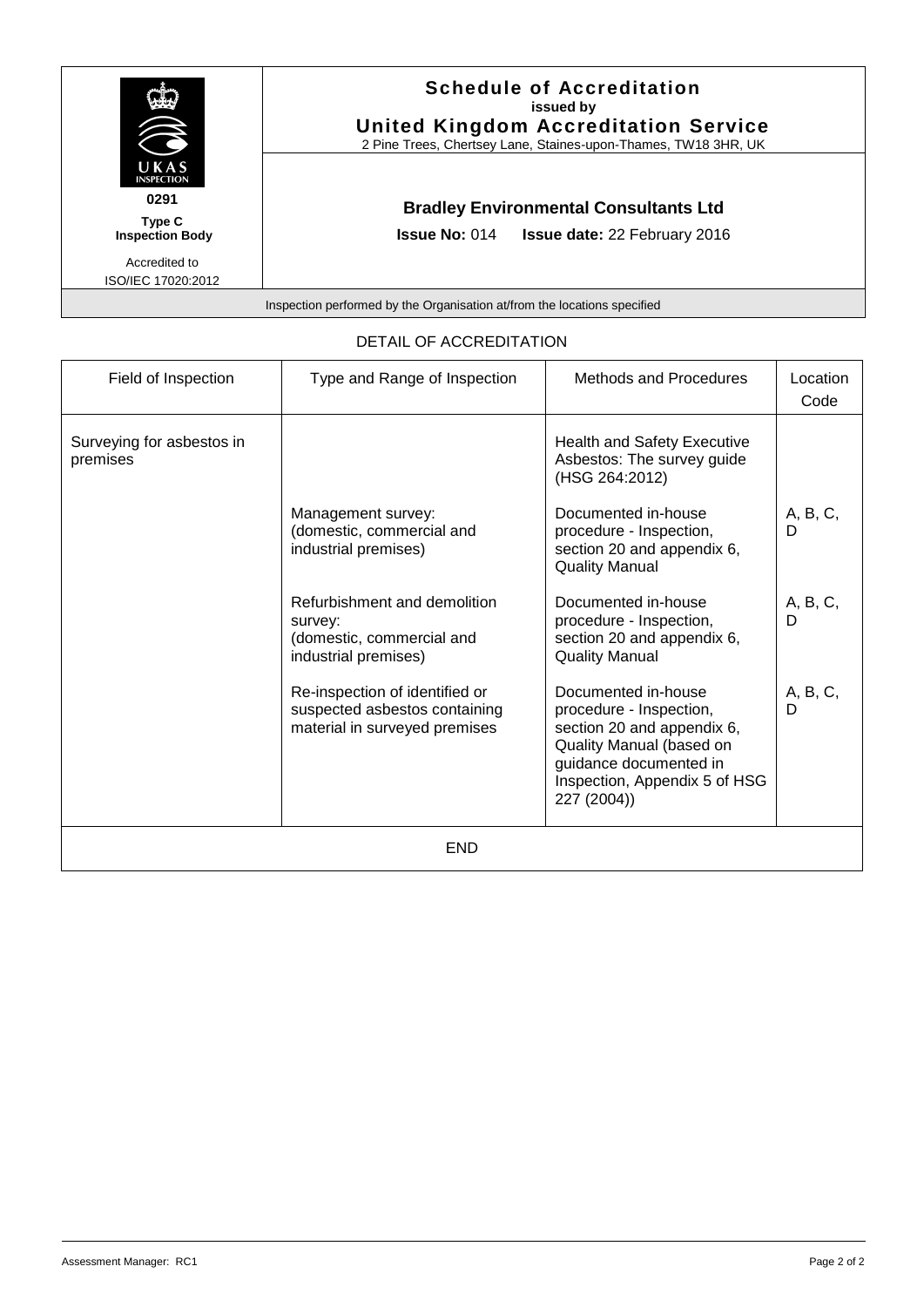UKAS INSPECTION

0291

**Type C Inspection Body**

Accredited to ISO/IEC 17020:2012

# Schedule of Accreditation

**issued by**

**United Kingdom Accreditation Service**

2 Pine Trees, Chertsey Lane, Staines-upon-Thames, TW18 3HR, UK

## Bradley Environmental Consultants Ltd

**Issue No:** 014 **Issue date:** 22 February 2016

Inspection performed by the Organisation at/from the locations specified

### DETAIL OF ACCREDITATION

| Field of Inspection | Type and Range of Inspection | Methods and Procedures | Location Code |
|---|---|---|---|
| Surveying for asbestos in premises | | Health and Safety Executive Asbestos: The survey guide (HSG 264:2012) | |
| | Management survey: (domestic, commercial and industrial premises) | Documented in-house procedure - Inspection, section 20 and appendix 6, Quality Manual | A, B, C, D |
| | Refurbishment and demolition survey: (domestic, commercial and industrial premises) | Documented in-house procedure - Inspection, section 20 and appendix 6, Quality Manual | A, B, C, D |
| | Re-inspection of identified or suspected asbestos containing material in surveyed premises | Documented in-house procedure - Inspection, section 20 and appendix 6, Quality Manual (based on guidance documented in Inspection, Appendix 5 of HSG 227 (2004)) | A, B, C, D |
| END | | | |

Assessment Manager: RC1